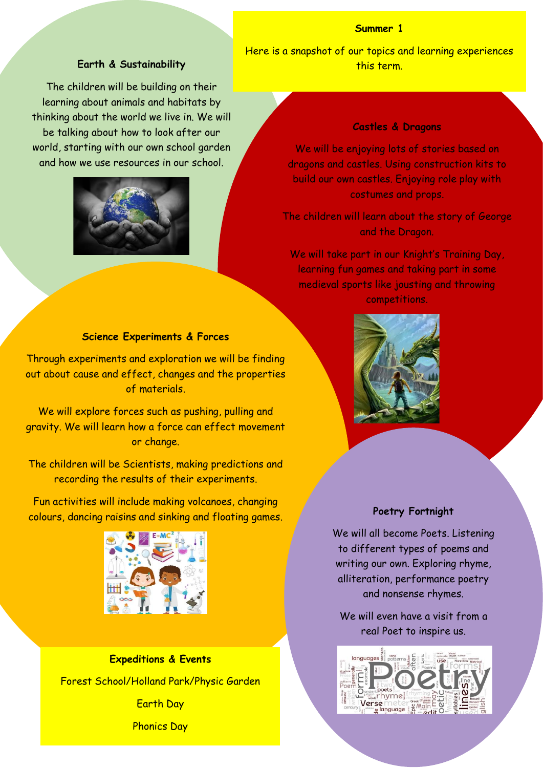## Summer 1

Here is a snapshot of our topics and learning experiences this term.

### Earth & Sustainability

The children will be building on their learning about animals and habitats by thinking about the world we live in. We will be talking about how to look after our world, starting with our own school garden and how we use resources in our school.

### Castles & Dragons

We will be enjoying lots of stories based on dragons and castles. Using construction kits to build our own castles. Enjoying role play with costumes and props.

The children will learn about the story of George and the Dragon.

We will take part in our Knight's Training Day, learning fun games and taking part in some medieval sports like jousting and throwing competitions.

### Science Experiments & Forces

Through experiments and exploration we will be finding out about cause and effect, changes and the properties of materials.

We will explore forces such as pushing, pulling and gravity. We will learn how a force can effect movement or change.

The children will be Scientists, making predictions and recording the results of their experiments.

Fun activities will include making volcanoes, changing colours, dancing raisins and sinking and floating games.

### Poetry Fortnight

We will all become Poets. Listening to different types of poems and writing our own. Exploring rhyme, alliteration, performance poetry and nonsense rhymes.

We will even have a visit from a real Poet to inspire us.

### Expeditions & Events

Forest School/Holland Park/Physic Garden

Earth Day

Phonics Day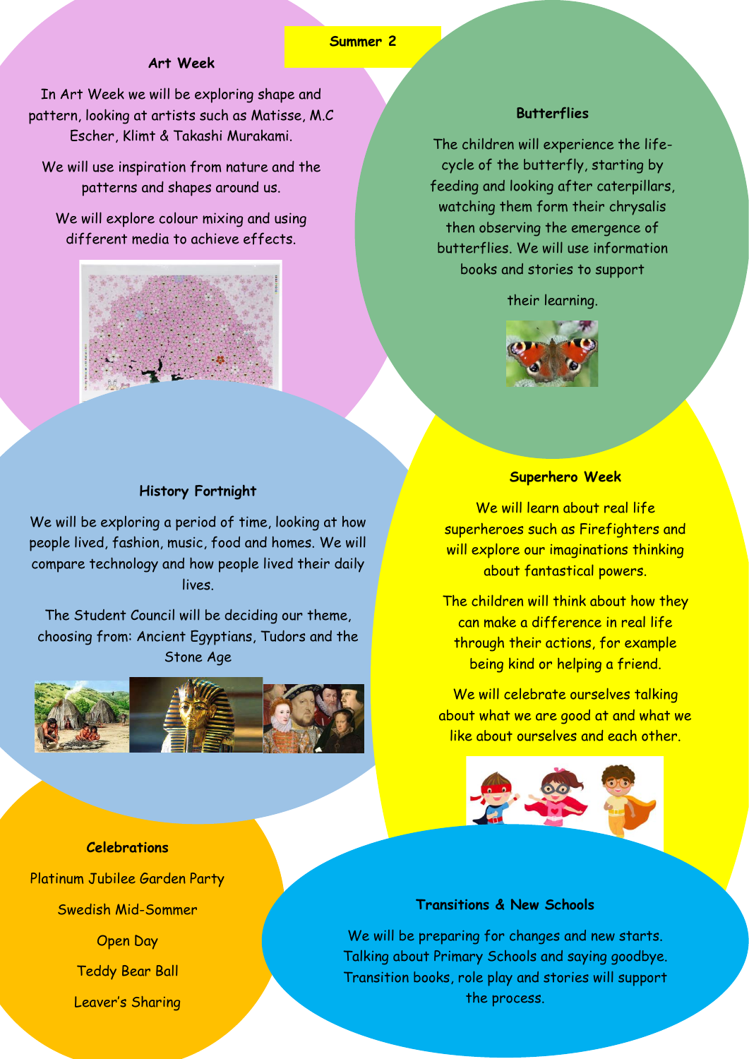# Summer 2

## Art Week

In Art Week we will be exploring shape and pattern, looking at artists such as Matisse, M.C Escher, Klimt & Takashi Murakami.

We will use inspiration from nature and the patterns and shapes around us.

We will explore colour mixing and using different media to achieve effects.

## Butterflies

The children will experience the life-cycle of the butterfly, starting by feeding and looking after caterpillars, watching them form their chrysalis then observing the emergence of butterflies. We will use information books and stories to support

their learning.

## History Fortnight

We will be exploring a period of time, looking at how people lived, fashion, music, food and homes. We will compare technology and how people lived their daily lives.

The Student Council will be deciding our theme, choosing from: Ancient Egyptians, Tudors and the Stone Age

## Superhero Week

We will learn about real life superheroes such as Firefighters and will explore our imaginations thinking about fantastical powers.

The children will think about how they can make a difference in real life through their actions, for example being kind or helping a friend.

We will celebrate ourselves talking about what we are good at and what we like about ourselves and each other.

## Celebrations

Platinum Jubilee Garden Party

Swedish Mid-Sommer

Open Day

Teddy Bear Ball

Leaver's Sharing

## Transitions & New Schools

We will be preparing for changes and new starts. Talking about Primary Schools and saying goodbye. Transition books, role play and stories will support the process.